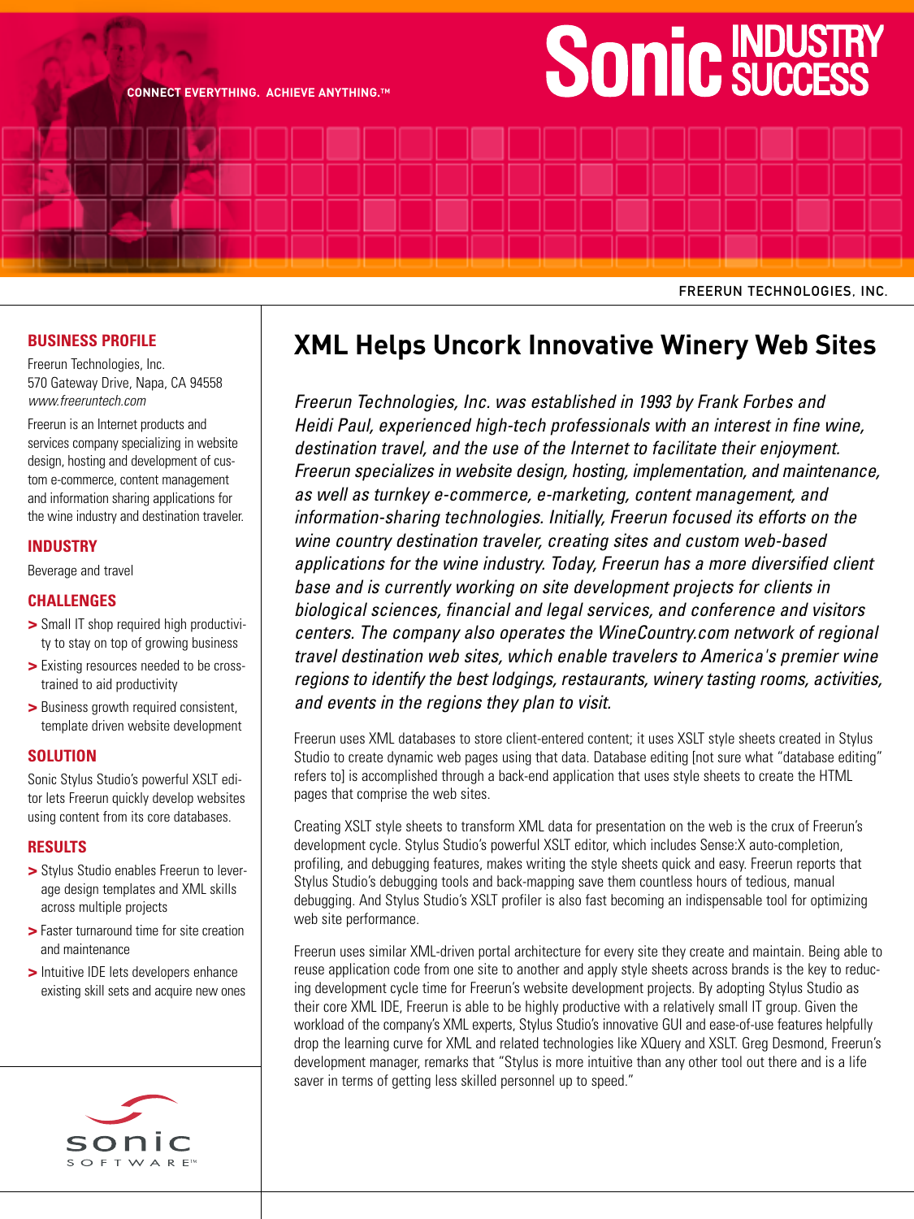CONNECT EVERYTHING. ACHIEVE ANYTHING.™

# Sonic INDUSTRY SUCCESS

FREERUN TECHNOLOGIES, INC.

## BUSINESS PROFILE

Freerun Technologies, Inc.
570 Gateway Drive, Napa, CA 94558
*www.freeruntech.com*

Freerun is an Internet products and services company specializing in website design, hosting and development of custom e-commerce, content management and information sharing applications for the wine industry and destination traveler.

## INDUSTRY

Beverage and travel

## CHALLENGES

- Small IT shop required high productivity to stay on top of growing business
- Existing resources needed to be cross-trained to aid productivity
- Business growth required consistent, template driven website development

## SOLUTION

Sonic Stylus Studio's powerful XSLT editor lets Freerun quickly develop websites using content from its core databases.

## RESULTS

- Stylus Studio enables Freerun to leverage design templates and XML skills across multiple projects
- Faster turnaround time for site creation and maintenance
- Intuitive IDE lets developers enhance existing skill sets and acquire new ones

sonic SOFTWARE™

# XML Helps Uncork Innovative Winery Web Sites

*Freerun Technologies, Inc. was established in 1993 by Frank Forbes and Heidi Paul, experienced high-tech professionals with an interest in fine wine, destination travel, and the use of the Internet to facilitate their enjoyment. Freerun specializes in website design, hosting, implementation, and maintenance, as well as turnkey e-commerce, e-marketing, content management, and information-sharing technologies. Initially, Freerun focused its efforts on the wine country destination traveler, creating sites and custom web-based applications for the wine industry. Today, Freerun has a more diversified client base and is currently working on site development projects for clients in biological sciences, financial and legal services, and conference and visitors centers. The company also operates the WineCountry.com network of regional travel destination web sites, which enable travelers to America's premier wine regions to identify the best lodgings, restaurants, winery tasting rooms, activities, and events in the regions they plan to visit.*

Freerun uses XML databases to store client-entered content; it uses XSLT style sheets created in Stylus Studio to create dynamic web pages using that data. Database editing [not sure what "database editing" refers to] is accomplished through a back-end application that uses style sheets to create the HTML pages that comprise the web sites.

Creating XSLT style sheets to transform XML data for presentation on the web is the crux of Freerun's development cycle. Stylus Studio's powerful XSLT editor, which includes Sense:X auto-completion, profiling, and debugging features, makes writing the style sheets quick and easy. Freerun reports that Stylus Studio's debugging tools and back-mapping save them countless hours of tedious, manual debugging. And Stylus Studio's XSLT profiler is also fast becoming an indispensable tool for optimizing web site performance.

Freerun uses similar XML-driven portal architecture for every site they create and maintain. Being able to reuse application code from one site to another and apply style sheets across brands is the key to reducing development cycle time for Freerun's website development projects. By adopting Stylus Studio as their core XML IDE, Freerun is able to be highly productive with a relatively small IT group. Given the workload of the company's XML experts, Stylus Studio's innovative GUI and ease-of-use features helpfully drop the learning curve for XML and related technologies like XQuery and XSLT. Greg Desmond, Freerun's development manager, remarks that "Stylus is more intuitive than any other tool out there and is a life saver in terms of getting less skilled personnel up to speed."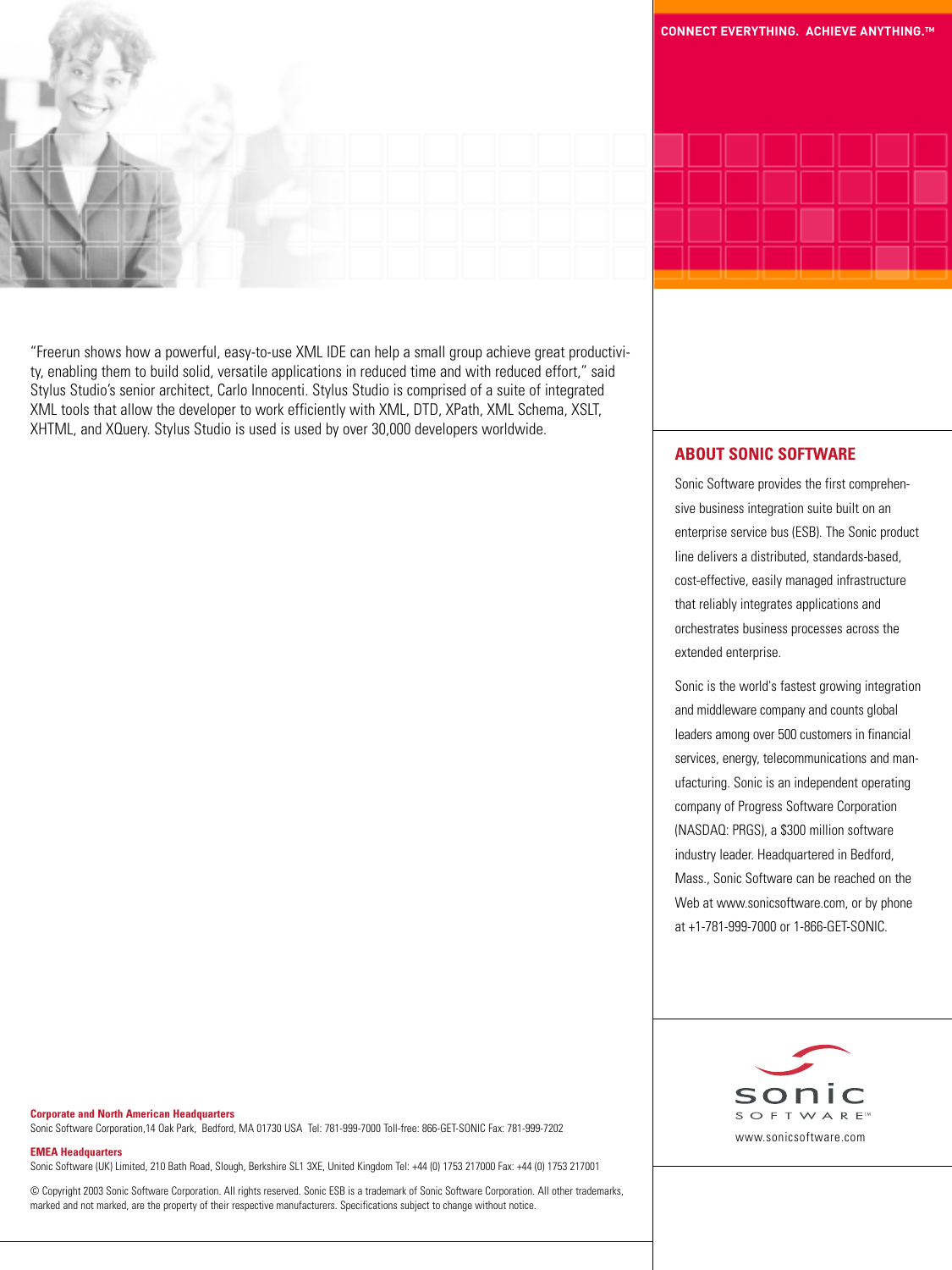CONNECT EVERYTHING. ACHIEVE ANYTHING.™

"Freerun shows how a powerful, easy-to-use XML IDE can help a small group achieve great productivity, enabling them to build solid, versatile applications in reduced time and with reduced effort," said Stylus Studio's senior architect, Carlo Innocenti. Stylus Studio is comprised of a suite of integrated XML tools that allow the developer to work efficiently with XML, DTD, XPath, XML Schema, XSLT, XHTML, and XQuery. Stylus Studio is used is used by over 30,000 developers worldwide.

## ABOUT SONIC SOFTWARE

Sonic Software provides the first comprehensive business integration suite built on an enterprise service bus (ESB). The Sonic product line delivers a distributed, standards-based, cost-effective, easily managed infrastructure that reliably integrates applications and orchestrates business processes across the extended enterprise.

Sonic is the world's fastest growing integration and middleware company and counts global leaders among over 500 customers in financial services, energy, telecommunications and manufacturing. Sonic is an independent operating company of Progress Software Corporation (NASDAQ: PRGS), a $300 million software industry leader. Headquartered in Bedford, Mass., Sonic Software can be reached on the Web at www.sonicsoftware.com, or by phone at +1-781-999-7000 or 1-866-GET-SONIC.

sonic SOFTWARE™
www.sonicsoftware.com

**Corporate and North American Headquarters**
Sonic Software Corporation,14 Oak Park, Bedford, MA 01730 USA Tel: 781-999-7000 Toll-free: 866-GET-SONIC Fax: 781-999-7202

**EMEA Headquarters**
Sonic Software (UK) Limited, 210 Bath Road, Slough, Berkshire SL1 3XE, United Kingdom Tel: +44 (0) 1753 217000 Fax: +44 (0) 1753 217001

© Copyright 2003 Sonic Software Corporation. All rights reserved. Sonic ESB is a trademark of Sonic Software Corporation. All other trademarks, marked and not marked, are the property of their respective manufacturers. Specifications subject to change without notice.